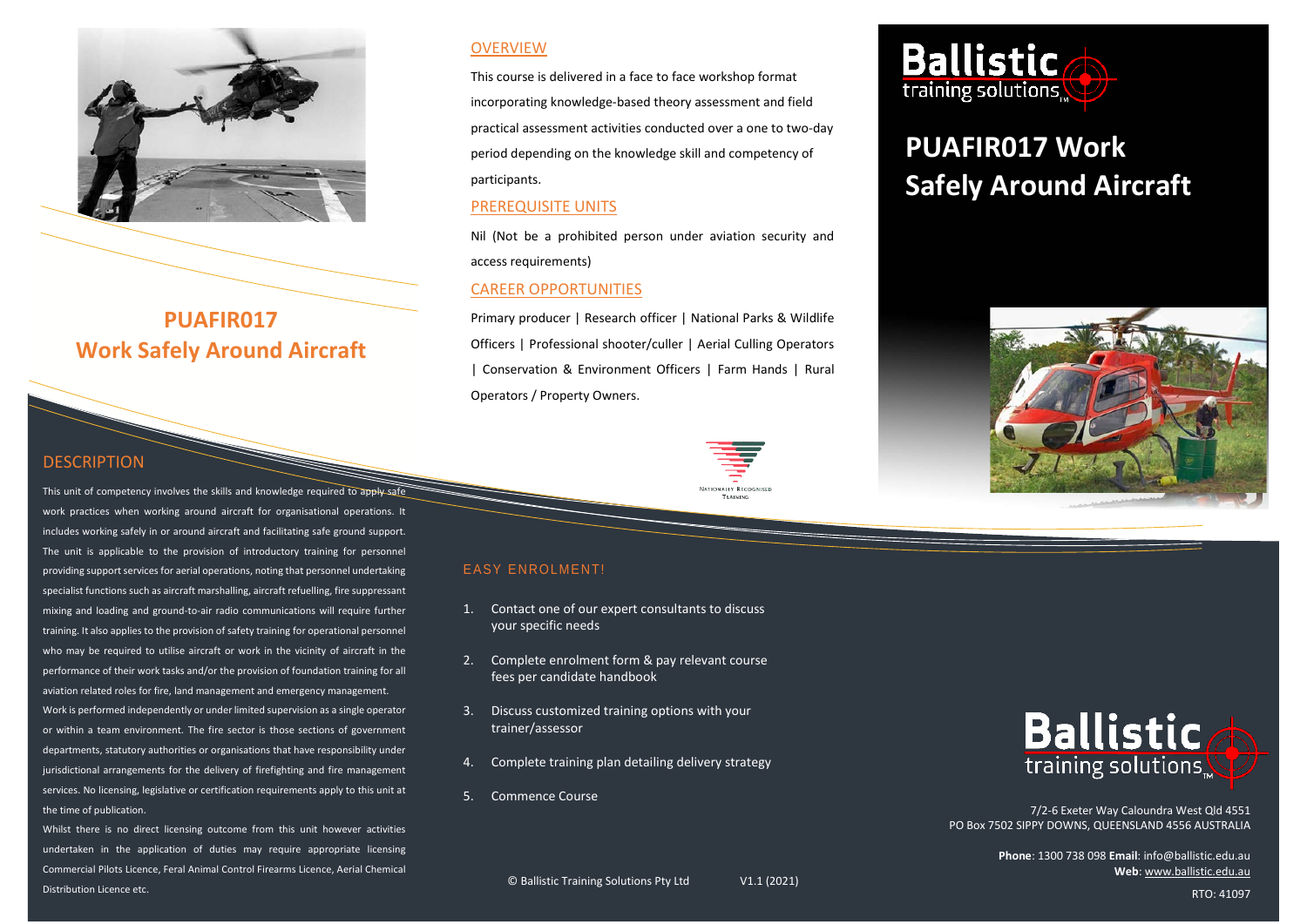# PUAFIR017 Work Safely Around Aircraft

## DESCRIPTION

This unit of competency involves the skills and knowledge required to apply safe work practices when working around aircraft for organisational operations. It includes working safely in or around aircraft and facilitating safe ground support. The unit is applicable to the provision of introductory training for personnel providing support services for aerial operations, noting that personnel undertaking specialist functions such as aircraft marshalling, aircraft refuelling, fire suppressant mixing and loading and ground-to-air radio communications will require further training. It also applies to the provision of safety training for operational personnel who may be required to utilise aircraft or work in the vicinity of aircraft in the performance of their work tasks and/or the provision of foundation training for all aviation related roles for fire, land management and emergency management.

Work is performed independently or under limited supervision as a single operator or within a team environment. The fire sector is those sections of government departments, statutory authorities or organisations that have responsibility under jurisdictional arrangements for the delivery of firefighting and fire management services. No licensing, legislative or certification requirements apply to this unit at the time of publication.

Whilst there is no direct licensing outcome from this unit however activities undertaken in the application of duties may require appropriate licensing Commercial Pilots Licence, Feral Animal Control Firearms Licence, Aerial Chemical Distribution Licence etc.

## OVERVIEW

This course is delivered in a face to face workshop format incorporating knowledge-based theory assessment and field practical assessment activities conducted over a one to two-day period depending on the knowledge skill and competency of participants.

## PREREQUISITE UNITS

Nil (Not be a prohibited person under aviation security and access requirements)

## CAREER OPPORTUNITIES

Primary producer | Research officer | National Parks & Wildlife Officers | Professional shooter/culler | Aerial Culling Operators | Conservation & Environment Officers | Farm Hands | Rural Operators / Property Owners.

NATIONALLY RECOGNISED TRAINING

## EASY ENROLMENT!

1. Contact one of our expert consultants to discuss your specific needs
2. Complete enrolment form & pay relevant course fees per candidate handbook
3. Discuss customized training options with your trainer/assessor
4. Complete training plan detailing delivery strategy
5. Commence Course

© Ballistic Training Solutions Pty Ltd V1.1 (2021)

Ballistic training solutions

PUAFIR017 Work Safely Around Aircraft

Ballistic training solutions

7/2-6 Exeter Way Caloundra West Qld 4551
PO Box 7502 SIPPY DOWNS, QUEENSLAND 4556 AUSTRALIA

**Phone**: 1300 738 098 **Email**: info@ballistic.edu.au
**Web**: www.ballistic.edu.au

RTO: 41097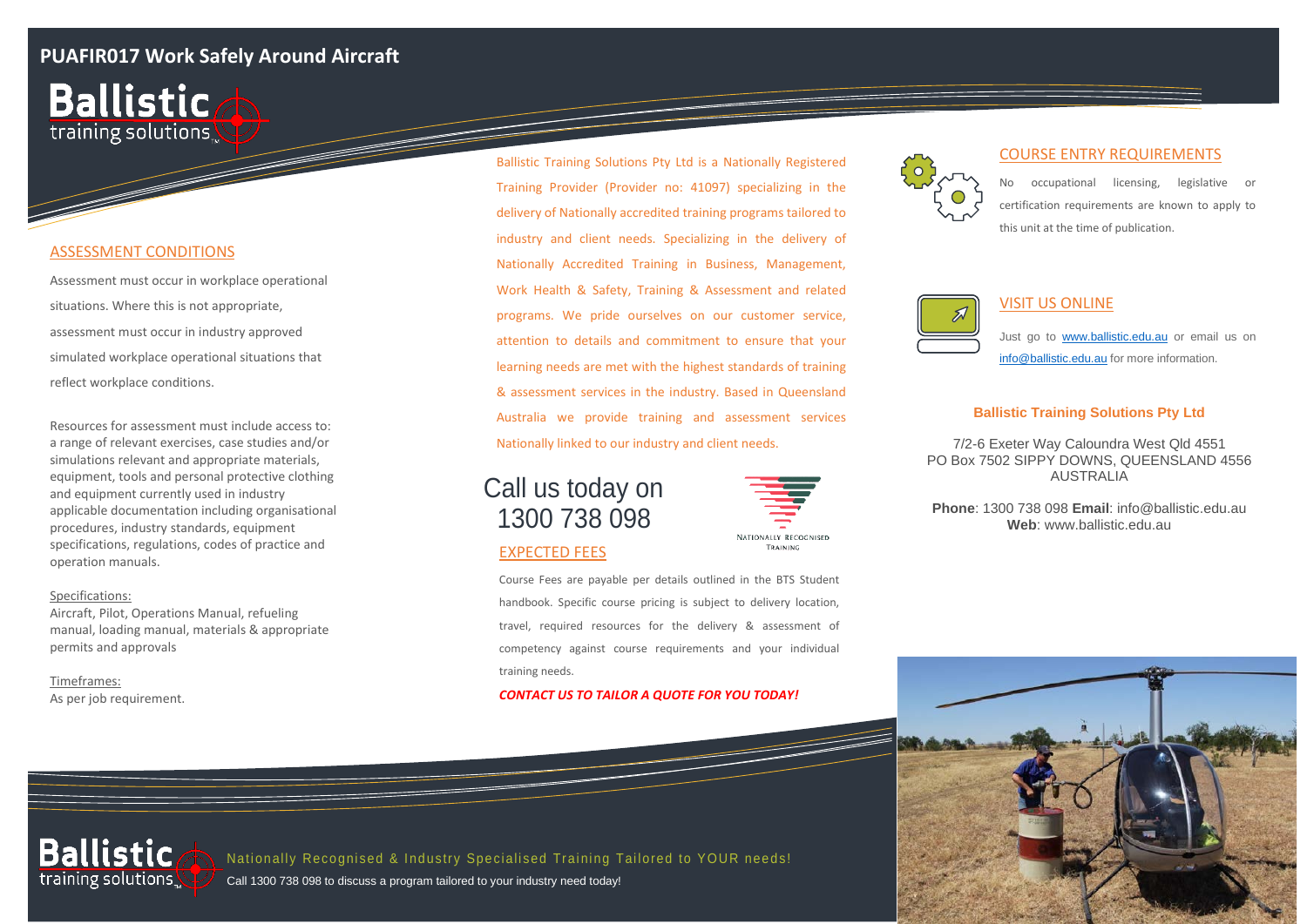# PUAFIR017 Work Safely Around Aircraft

## ASSESSMENT CONDITIONS

Assessment must occur in workplace operational situations. Where this is not appropriate, assessment must occur in industry approved simulated workplace operational situations that reflect workplace conditions.

Resources for assessment must include access to: a range of relevant exercises, case studies and/or simulations relevant and appropriate materials, equipment, tools and personal protective clothing and equipment currently used in industry applicable documentation including organisational procedures, industry standards, equipment specifications, regulations, codes of practice and operation manuals.

Specifications:
Aircraft, Pilot, Operations Manual, refueling manual, loading manual, materials & appropriate permits and approvals

Timeframes:
As per job requirement.

Ballistic Training Solutions Pty Ltd is a Nationally Registered Training Provider (Provider no: 41097) specializing in the delivery of Nationally accredited training programs tailored to industry and client needs. Specializing in the delivery of Nationally Accredited Training in Business, Management, Work Health & Safety, Training & Assessment and related programs. We pride ourselves on our customer service, attention to details and commitment to ensure that your learning needs are met with the highest standards of training & assessment services in the industry. Based in Queensland Australia we provide training and assessment services Nationally linked to our industry and client needs.

Call us today on
1300 738 098

NATIONALLY RECOGNISED TRAINING

## EXPECTED FEES

Course Fees are payable per details outlined in the BTS Student handbook. Specific course pricing is subject to delivery location, travel, required resources for the delivery & assessment of competency against course requirements and your individual training needs.

***CONTACT US TO TAILOR A QUOTE FOR YOU TODAY!***

## COURSE ENTRY REQUIREMENTS

No occupational licensing, legislative or certification requirements are known to apply to this unit at the time of publication.

## VISIT US ONLINE

Just go to www.ballistic.edu.au or email us on info@ballistic.edu.au for more information.

**Ballistic Training Solutions Pty Ltd**

7/2-6 Exeter Way Caloundra West Qld 4551
PO Box 7502 SIPPY DOWNS, QUEENSLAND 4556
AUSTRALIA

**Phone**: 1300 738 098 **Email**: info@ballistic.edu.au
**Web**: www.ballistic.edu.au

Nationally Recognised & Industry Specialised Training Tailored to YOUR needs!
Call 1300 738 098 to discuss a program tailored to your industry need today!